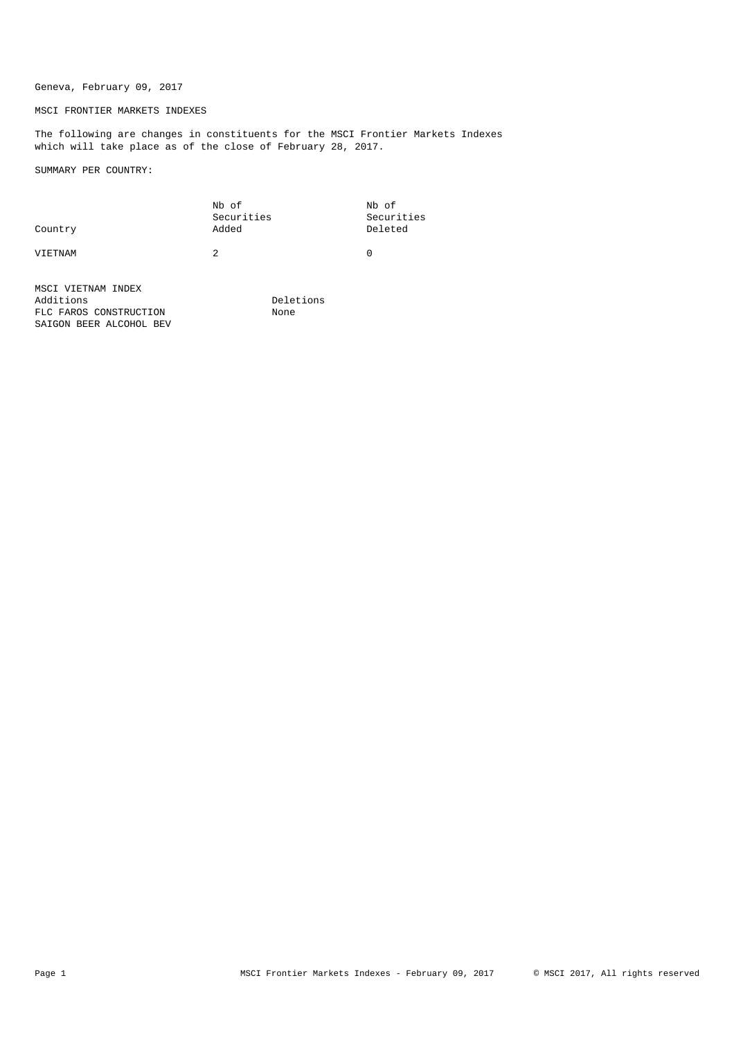Geneva, February 09, 2017

MSCI FRONTIER MARKETS INDEXES

The following are changes in constituents for the MSCI Frontier Markets Indexes which will take place as of the close of February 28, 2017.

SUMMARY PER COUNTRY:

| Country | Nb of Securities Added | Nb of Securities Deleted |
|---|---|---|
| VIETNAM | 2 | 0 |

MSCI VIETNAM INDEX

| Additions | Deletions |
|---|---|
| FLC FAROS CONSTRUCTION | None |
| SAIGON BEER ALCOHOL BEV | |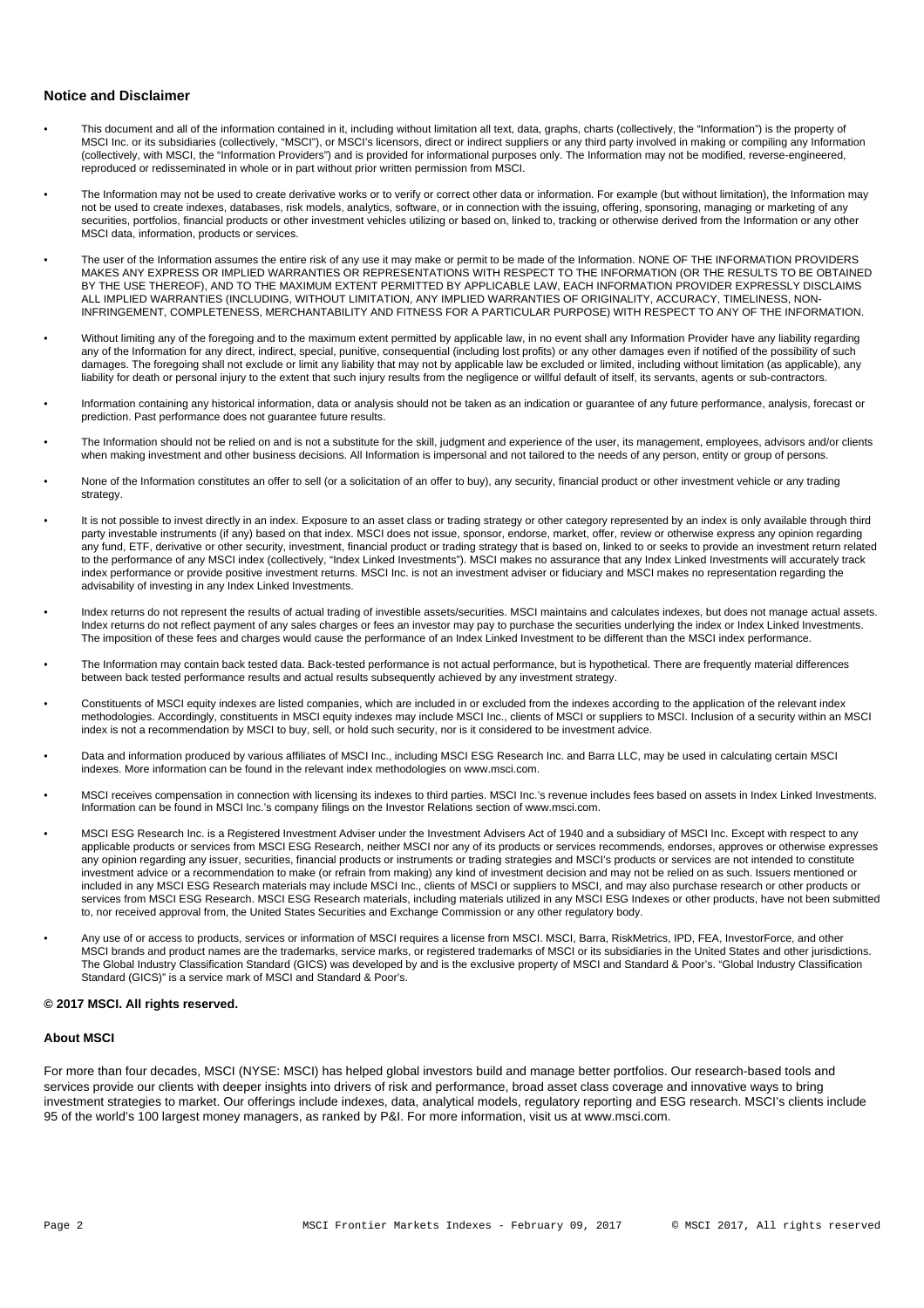## Notice and Disclaimer

- This document and all of the information contained in it, including without limitation all text, data, graphs, charts (collectively, the "Information") is the property of MSCI Inc. or its subsidiaries (collectively, "MSCI"), or MSCI's licensors, direct or indirect suppliers or any third party involved in making or compiling any Information (collectively, with MSCI, the "Information Providers") and is provided for informational purposes only. The Information may not be modified, reverse-engineered, reproduced or redisseminated in whole or in part without prior written permission from MSCI.

- The Information may not be used to create derivative works or to verify or correct other data or information. For example (but without limitation), the Information may not be used to create indexes, databases, risk models, analytics, software, or in connection with the issuing, offering, sponsoring, managing or marketing of any securities, portfolios, financial products or other investment vehicles utilizing or based on, linked to, tracking or otherwise derived from the Information or any other MSCI data, information, products or services.

- The user of the Information assumes the entire risk of any use it may make or permit to be made of the Information. NONE OF THE INFORMATION PROVIDERS MAKES ANY EXPRESS OR IMPLIED WARRANTIES OR REPRESENTATIONS WITH RESPECT TO THE INFORMATION (OR THE RESULTS TO BE OBTAINED BY THE USE THEREOF), AND TO THE MAXIMUM EXTENT PERMITTED BY APPLICABLE LAW, EACH INFORMATION PROVIDER EXPRESSLY DISCLAIMS ALL IMPLIED WARRANTIES (INCLUDING, WITHOUT LIMITATION, ANY IMPLIED WARRANTIES OF ORIGINALITY, ACCURACY, TIMELINESS, NON-INFRINGEMENT, COMPLETENESS, MERCHANTABILITY AND FITNESS FOR A PARTICULAR PURPOSE) WITH RESPECT TO ANY OF THE INFORMATION.

- Without limiting any of the foregoing and to the maximum extent permitted by applicable law, in no event shall any Information Provider have any liability regarding any of the Information for any direct, indirect, special, punitive, consequential (including lost profits) or any other damages even if notified of the possibility of such damages. The foregoing shall not exclude or limit any liability that may not by applicable law be excluded or limited, including without limitation (as applicable), any liability for death or personal injury to the extent that such injury results from the negligence or willful default of itself, its servants, agents or sub-contractors.

- Information containing any historical information, data or analysis should not be taken as an indication or guarantee of any future performance, analysis, forecast or prediction. Past performance does not guarantee future results.

- The Information should not be relied on and is not a substitute for the skill, judgment and experience of the user, its management, employees, advisors and/or clients when making investment and other business decisions. All Information is impersonal and not tailored to the needs of any person, entity or group of persons.

- None of the Information constitutes an offer to sell (or a solicitation of an offer to buy), any security, financial product or other investment vehicle or any trading strategy.

- It is not possible to invest directly in an index. Exposure to an asset class or trading strategy or other category represented by an index is only available through third party investable instruments (if any) based on that index. MSCI does not issue, sponsor, endorse, market, offer, review or otherwise express any opinion regarding any fund, ETF, derivative or other security, investment, financial product or trading strategy that is based on, linked to or seeks to provide an investment return related to the performance of any MSCI index (collectively, "Index Linked Investments"). MSCI makes no assurance that any Index Linked Investments will accurately track index performance or provide positive investment returns. MSCI Inc. is not an investment adviser or fiduciary and MSCI makes no representation regarding the advisability of investing in any Index Linked Investments.

- Index returns do not represent the results of actual trading of investible assets/securities. MSCI maintains and calculates indexes, but does not manage actual assets. Index returns do not reflect payment of any sales charges or fees an investor may pay to purchase the securities underlying the index or Index Linked Investments. The imposition of these fees and charges would cause the performance of an Index Linked Investment to be different than the MSCI index performance.

- The Information may contain back tested data. Back-tested performance is not actual performance, but is hypothetical. There are frequently material differences between back tested performance results and actual results subsequently achieved by any investment strategy.

- Constituents of MSCI equity indexes are listed companies, which are included in or excluded from the indexes according to the application of the relevant index methodologies. Accordingly, constituents in MSCI equity indexes may include MSCI Inc., clients of MSCI or suppliers to MSCI. Inclusion of a security within an MSCI index is not a recommendation by MSCI to buy, sell, or hold such security, nor is it considered to be investment advice.

- Data and information produced by various affiliates of MSCI Inc., including MSCI ESG Research Inc. and Barra LLC, may be used in calculating certain MSCI indexes. More information can be found in the relevant index methodologies on www.msci.com.

- MSCI receives compensation in connection with licensing its indexes to third parties. MSCI Inc.'s revenue includes fees based on assets in Index Linked Investments. Information can be found in MSCI Inc.'s company filings on the Investor Relations section of www.msci.com.

- MSCI ESG Research Inc. is a Registered Investment Adviser under the Investment Advisers Act of 1940 and a subsidiary of MSCI Inc. Except with respect to any applicable products or services from MSCI ESG Research, neither MSCI nor any of its products or services recommends, endorses, approves or otherwise expresses any opinion regarding any issuer, securities, financial products or instruments or trading strategies and MSCI's products or services are not intended to constitute investment advice or a recommendation to make (or refrain from making) any kind of investment decision and may not be relied on as such. Issuers mentioned or included in any MSCI ESG Research materials may include MSCI Inc., clients of MSCI or suppliers to MSCI, and may also purchase research or other products or services from MSCI ESG Research. MSCI ESG Research materials, including materials utilized in any MSCI ESG Indexes or other products, have not been submitted to, nor received approval from, the United States Securities and Exchange Commission or any other regulatory body.

- Any use of or access to products, services or information of MSCI requires a license from MSCI. MSCI, Barra, RiskMetrics, IPD, FEA, InvestorForce, and other MSCI brands and product names are the trademarks, service marks, or registered trademarks of MSCI or its subsidiaries in the United States and other jurisdictions. The Global Industry Classification Standard (GICS) was developed by and is the exclusive property of MSCI and Standard & Poor's. "Global Industry Classification Standard (GICS)" is a service mark of MSCI and Standard & Poor's.

**© 2017 MSCI. All rights reserved.**

## About MSCI

For more than four decades, MSCI (NYSE: MSCI) has helped global investors build and manage better portfolios. Our research-based tools and services provide our clients with deeper insights into drivers of risk and performance, broad asset class coverage and innovative ways to bring investment strategies to market. Our offerings include indexes, data, analytical models, regulatory reporting and ESG research. MSCI's clients include 95 of the world's 100 largest money managers, as ranked by P&I. For more information, visit us at www.msci.com.